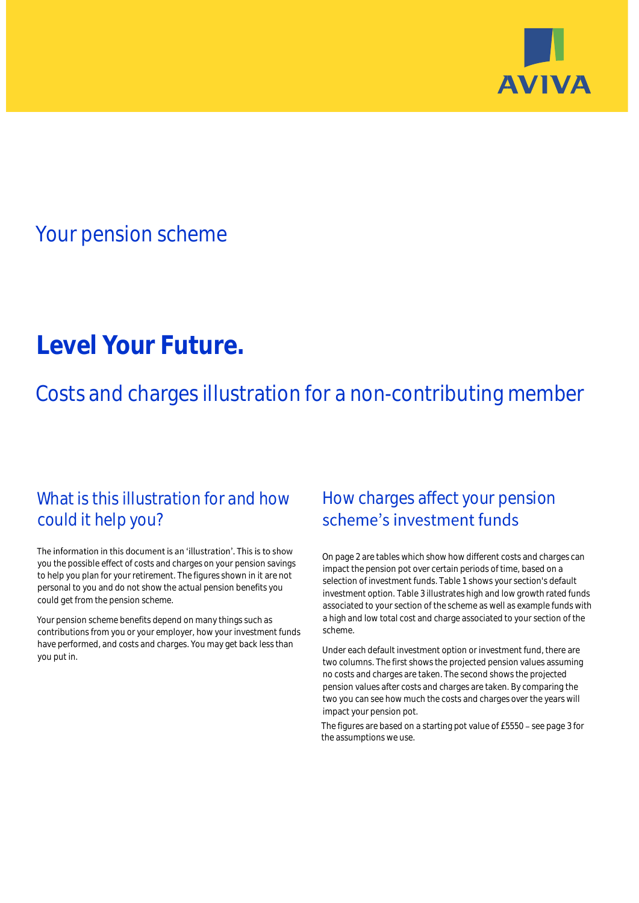AVIVA

## Your pension scheme

# Level Your Future.

## Costs and charges illustration for a non-contributing member

### What is this illustration for and how could it help you?

The information in this document is an 'illustration'. This is to show you the possible effect of costs and charges on your pension savings to help you plan for your retirement. The figures shown in it are not personal to you and do not show the actual pension benefits you could get from the pension scheme.

Your pension scheme benefits depend on many things such as contributions from you or your employer, how your investment funds have performed, and costs and charges. You may get back less than you put in.

### How charges affect your pension scheme's investment funds

On page 2 are tables which show how different costs and charges can impact the pension pot over certain periods of time, based on a selection of investment funds. Table 1 shows your section's default investment option. Table 3 illustrates high and low growth rated funds associated to your section of the scheme as well as example funds with a high and low total cost and charge associated to your section of the scheme.

Under each default investment option or investment fund, there are two columns. The first shows the projected pension values assuming no costs and charges are taken. The second shows the projected pension values after costs and charges are taken. By comparing the two you can see how much the costs and charges over the years will impact your pension pot.

The figures are based on a starting pot value of £5550 – see page 3 for the assumptions we use.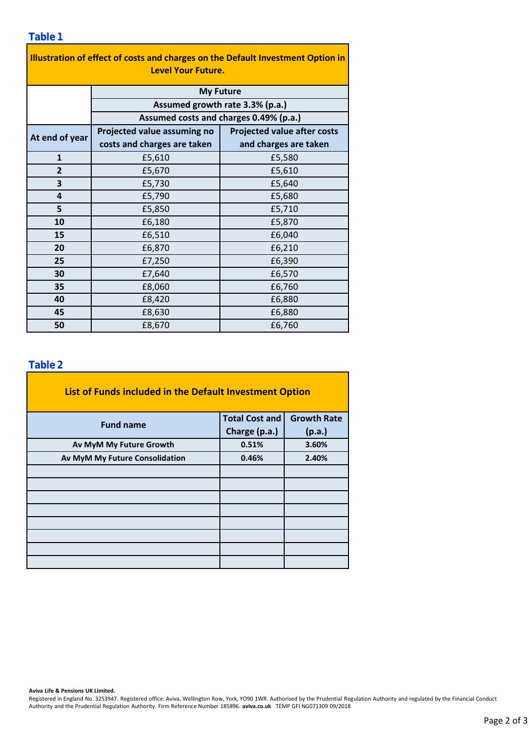## Table 1

| Illustration of effect of costs and charges on the Default Investment Option in Level Your Future. | | |
|---|---|---|
| | My Future | |
| | Assumed growth rate 3.3% (p.a.) | |
| | Assumed costs and charges 0.49% (p.a.) | |
| At end of year | Projected value assuming no costs and charges are taken | Projected value after costs and charges are taken |
| 1 | £5,610 | £5,580 |
| 2 | £5,670 | £5,610 |
| 3 | £5,730 | £5,640 |
| 4 | £5,790 | £5,680 |
| 5 | £5,850 | £5,710 |
| 10 | £6,180 | £5,870 |
| 15 | £6,510 | £6,040 |
| 20 | £6,870 | £6,210 |
| 25 | £7,250 | £6,390 |
| 30 | £7,640 | £6,570 |
| 35 | £8,060 | £6,760 |
| 40 | £8,420 | £6,880 |
| 45 | £8,630 | £6,880 |
| 50 | £8,670 | £6,760 |

## Table 2

| List of Funds included in the Default Investment Option | | |
|---|---|---|
| Fund name | Total Cost and Charge (p.a.) | Growth Rate (p.a.) |
| Av MyM My Future Growth | 0.51% | 3.60% |
| Av MyM My Future Consolidation | 0.46% | 2.40% |
| | | |
| | | |
| | | |
| | | |
| | | |
| | | |
| | | |
| | | |

**Aviva Life & Pensions UK Limited.**
Registered in England No. 3253947. Registered office: Aviva, Wellington Row, York, YO90 1WR. Authorised by the Prudential Regulation Authority and regulated by the Financial Conduct Authority and the Prudential Regulation Authority. Firm Reference Number 185896. **aviva.co.uk** TEMP GFI NG071309 09/2018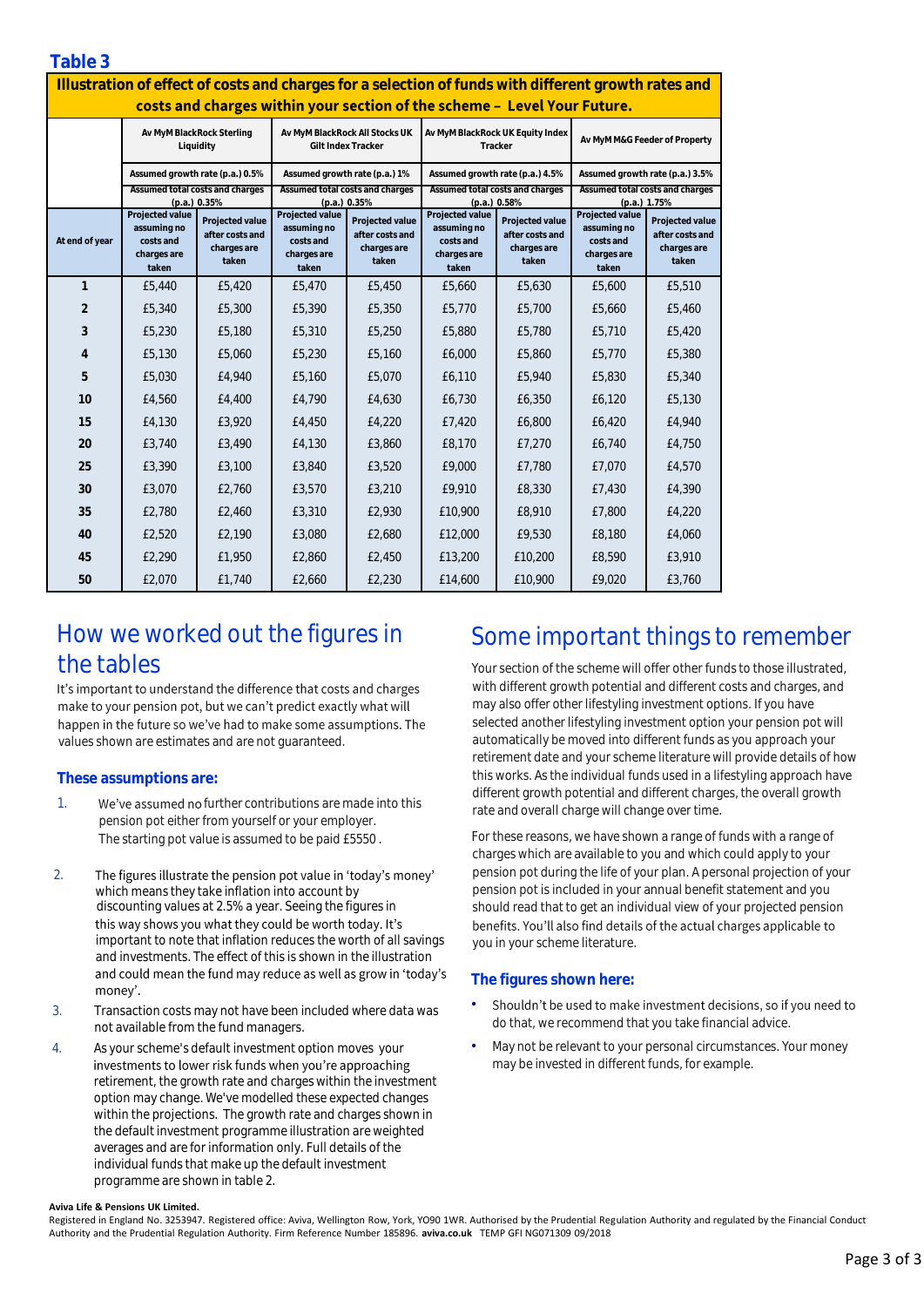## Table 3

| Illustration of effect of costs and charges for a selection of funds with different growth rates and costs and charges within your section of the scheme – Level Your Future. | | | | | | | | |
|---|---|---|---|---|---|---|---|---|
| | Av MyM BlackRock Sterling Liquidity | | Av MyM BlackRock All Stocks UK Gilt Index Tracker | | Av MyM BlackRock UK Equity Index Tracker | | Av MyM M&G Feeder of Property | |
| | Assumed growth rate (p.a.) 0.5% | | Assumed growth rate (p.a.) 1% | | Assumed growth rate (p.a.) 4.5% | | Assumed growth rate (p.a.) 3.5% | |
| | Assumed total costs and charges (p.a.) 0.35% | | Assumed total costs and charges (p.a.) 0.35% | | Assumed total costs and charges (p.a.) 0.58% | | Assumed total costs and charges (p.a.) 1.75% | |
| At end of year | Projected value assuming no costs and charges are taken | Projected value after costs and charges are taken | Projected value assuming no costs and charges are taken | Projected value after costs and charges are taken | Projected value assuming no costs and charges are taken | Projected value after costs and charges are taken | Projected value assuming no costs and charges are taken | Projected value after costs and charges are taken |
| 1 | £5,440 | £5,420 | £5,470 | £5,450 | £5,660 | £5,630 | £5,600 | £5,510 |
| 2 | £5,340 | £5,300 | £5,390 | £5,350 | £5,770 | £5,700 | £5,660 | £5,460 |
| 3 | £5,230 | £5,180 | £5,310 | £5,250 | £5,880 | £5,780 | £5,710 | £5,420 |
| 4 | £5,130 | £5,060 | £5,230 | £5,160 | £6,000 | £5,860 | £5,770 | £5,380 |
| 5 | £5,030 | £4,940 | £5,160 | £5,070 | £6,110 | £5,940 | £5,830 | £5,340 |
| 10 | £4,560 | £4,400 | £4,790 | £4,630 | £6,730 | £6,350 | £6,120 | £5,130 |
| 15 | £4,130 | £3,920 | £4,450 | £4,220 | £7,420 | £6,800 | £6,420 | £4,940 |
| 20 | £3,740 | £3,490 | £4,130 | £3,860 | £8,170 | £7,270 | £6,740 | £4,750 |
| 25 | £3,390 | £3,100 | £3,840 | £3,520 | £9,000 | £7,780 | £7,070 | £4,570 |
| 30 | £3,070 | £2,760 | £3,570 | £3,210 | £9,910 | £8,330 | £7,430 | £4,390 |
| 35 | £2,780 | £2,460 | £3,310 | £2,930 | £10,900 | £8,910 | £7,800 | £4,220 |
| 40 | £2,520 | £2,190 | £3,080 | £2,680 | £12,000 | £9,530 | £8,180 | £4,060 |
| 45 | £2,290 | £1,950 | £2,860 | £2,450 | £13,200 | £10,200 | £8,590 | £3,910 |
| 50 | £2,070 | £1,740 | £2,660 | £2,230 | £14,600 | £10,900 | £9,020 | £3,760 |

# How we worked out the figures in the tables

It's important to understand the difference that costs and charges make to your pension pot, but we can't predict exactly what will happen in the future so we've had to make some assumptions. The values shown are estimates and are not guaranteed.

### These assumptions are:

1. We've assumed no further contributions are made into this pension pot either from yourself or your employer. The starting pot value is assumed to be paid £5550 .
2. The figures illustrate the pension pot value in 'today's money' which means they take inflation into account by discounting values at 2.5% a year. Seeing the figures in this way shows you what they could be worth today. It's important to note that inflation reduces the worth of all savings and investments. The effect of this is shown in the illustration and could mean the fund may reduce as well as grow in 'today's money'.
3. Transaction costs may not have been included where data was not available from the fund managers.
4. As your scheme's default investment option moves your investments to lower risk funds when you're approaching retirement, the growth rate and charges within the investment option may change. We've modelled these expected changes within the projections. The growth rate and charges shown in the default investment programme illustration are weighted averages and are for information only. Full details of the individual funds that make up the default investment programme are shown in table 2.

# Some important things to remember

Your section of the scheme will offer other funds to those illustrated, with different growth potential and different costs and charges, and may also offer other lifestyling investment options. If you have selected another lifestyling investment option your pension pot will automatically be moved into different funds as you approach your retirement date and your scheme literature will provide details of how this works. As the individual funds used in a lifestyling approach have different growth potential and different charges, the overall growth rate and overall charge will change over time.

For these reasons, we have shown a range of funds with a range of charges which are available to you and which could apply to your pension pot during the life of your plan. A personal projection of your pension pot is included in your annual benefit statement and you should read that to get an individual view of your projected pension benefits. You'll also find details of the actual charges applicable to you in your scheme literature.

### The figures shown here:

- Shouldn't be used to make investment decisions, so if you need to do that, we recommend that you take financial advice.
- May not be relevant to your personal circumstances. Your money may be invested in different funds, for example.

**Aviva Life & Pensions UK Limited.**
Registered in England No. 3253947. Registered office: Aviva, Wellington Row, York, YO90 1WR. Authorised by the Prudential Regulation Authority and regulated by the Financial Conduct Authority and the Prudential Regulation Authority. Firm Reference Number 185896. **aviva.co.uk** TEMP GFI NG071309 09/2018